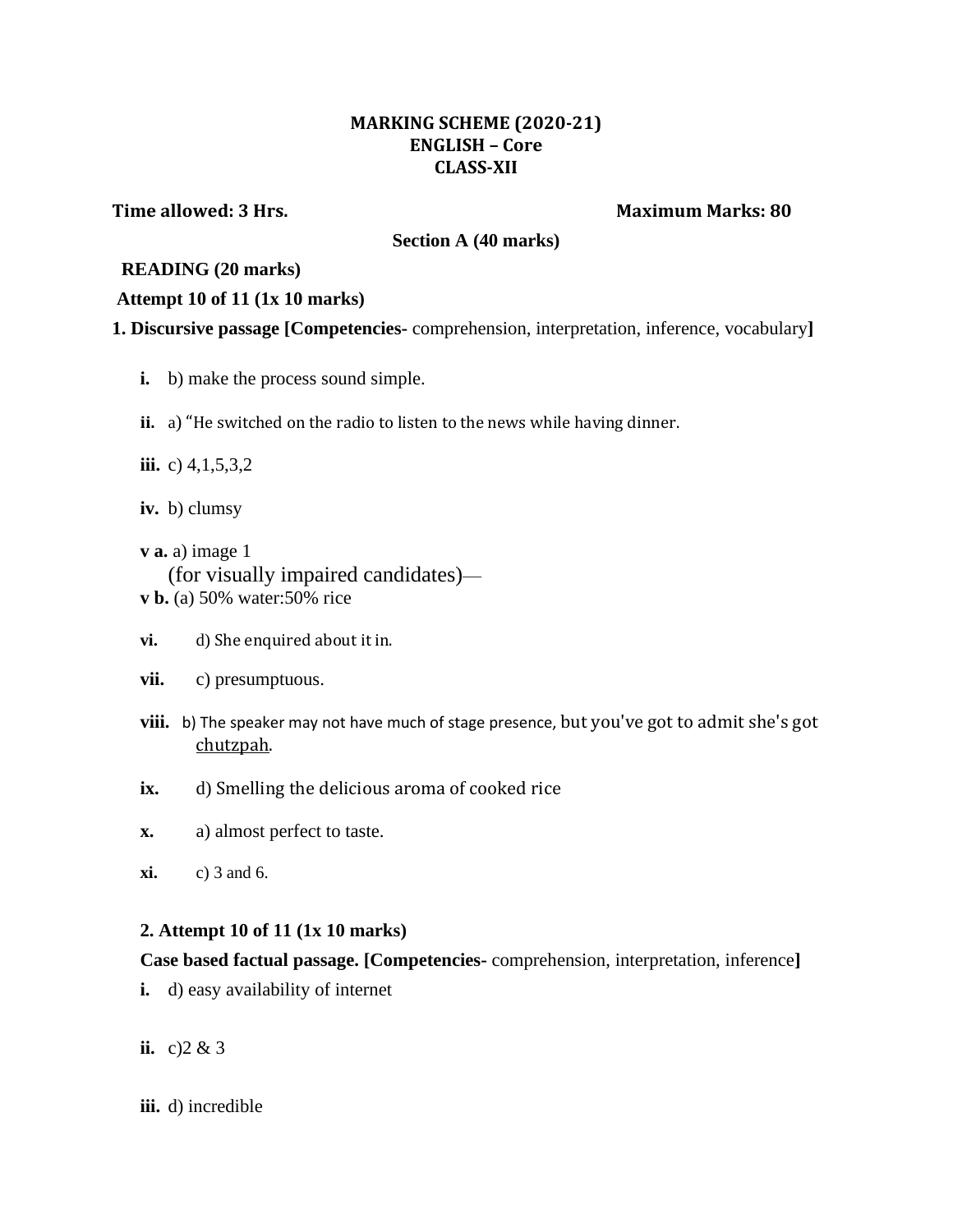# MARKING SCHEME (2020-21)
## ENGLISH – Core
## CLASS-XII

**Time allowed: 3 Hrs.** **Maximum Marks: 80**

**Section A (40 marks)**

**READING (20 marks)**

**Attempt 10 of 11 (1x 10 marks)**

**1. Discursive passage [Competencies-** comprehension, interpretation, inference, vocabulary**]**

**i.** b) make the process sound simple.

**ii.** a) "He switched on the radio to listen to the news while having dinner.

**iii.** c) 4,1,5,3,2

**iv.** b) clumsy

**v a.** a) image 1

(for visually impaired candidates)—

**v b.** (a) 50% water:50% rice

**vi.** d) She enquired about it in.

**vii.** c) presumptuous.

**viii.** b) The speaker may not have much of stage presence, but you've got to admit she's got chutzpah.

**ix.** d) Smelling the delicious aroma of cooked rice

**x.** a) almost perfect to taste.

**xi.** c) 3 and 6.

**2. Attempt 10 of 11 (1x 10 marks)**

**Case based factual passage. [Competencies-** comprehension, interpretation, inference**]**

**i.** d) easy availability of internet

**ii.** c)2 & 3

**iii.** d) incredible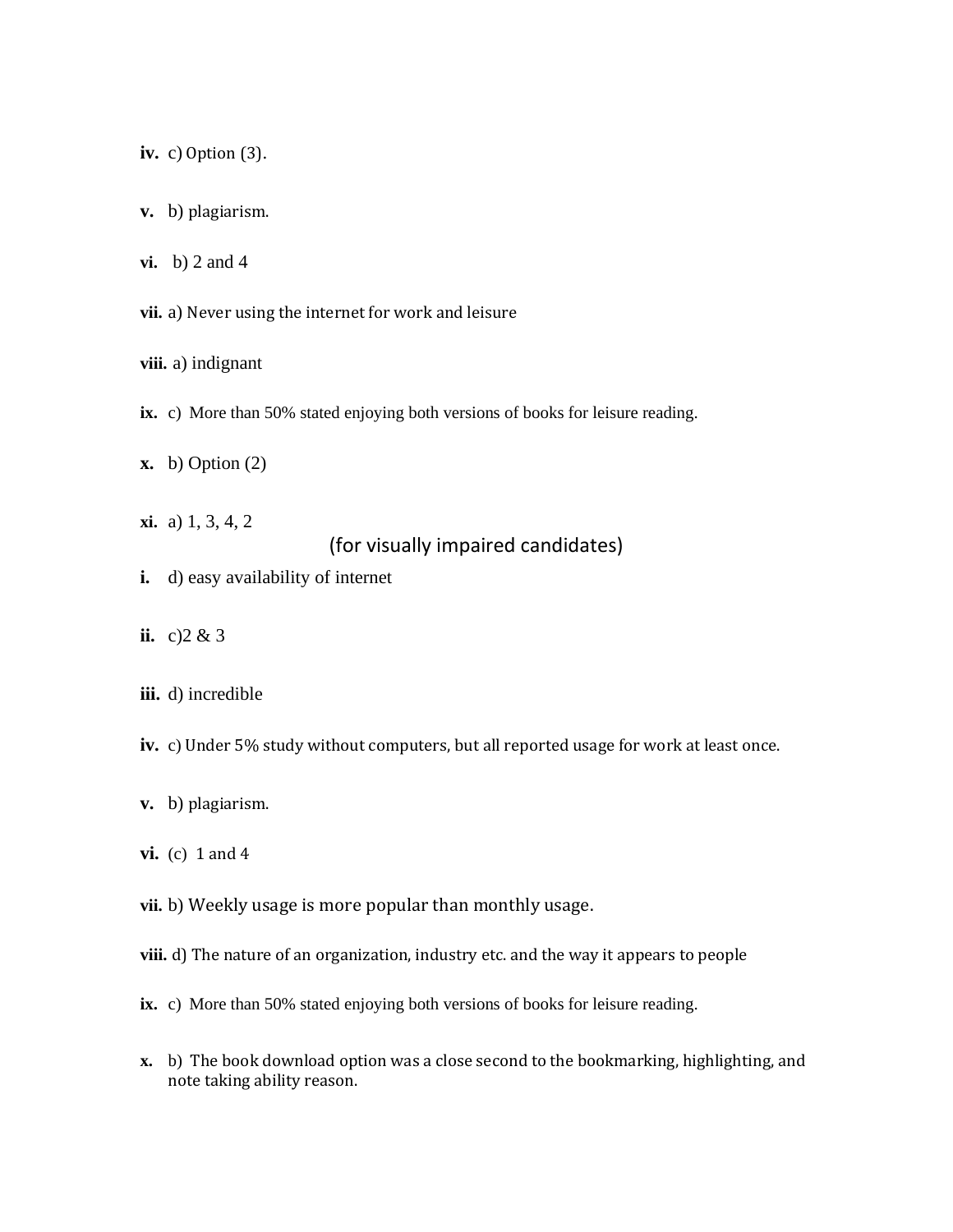**iv.** c) Option (3).

**v.** b) plagiarism.

**vi.** b) 2 and 4

**vii.** a) Never using the internet for work and leisure

**viii.** a) indignant

**ix.** c) More than 50% stated enjoying both versions of books for leisure reading.

**x.** b) Option (2)

**xi.** a) 1, 3, 4, 2

(for visually impaired candidates)

**i.** d) easy availability of internet

**ii.** c)2 & 3

**iii.** d) incredible

**iv.** c) Under 5% study without computers, but all reported usage for work at least once.

**v.** b) plagiarism.

**vi.** (c) 1 and 4

**vii.** b) Weekly usage is more popular than monthly usage.

**viii.** d) The nature of an organization, industry etc. and the way it appears to people

**ix.** c) More than 50% stated enjoying both versions of books for leisure reading.

**x.** b) The book download option was a close second to the bookmarking, highlighting, and note taking ability reason.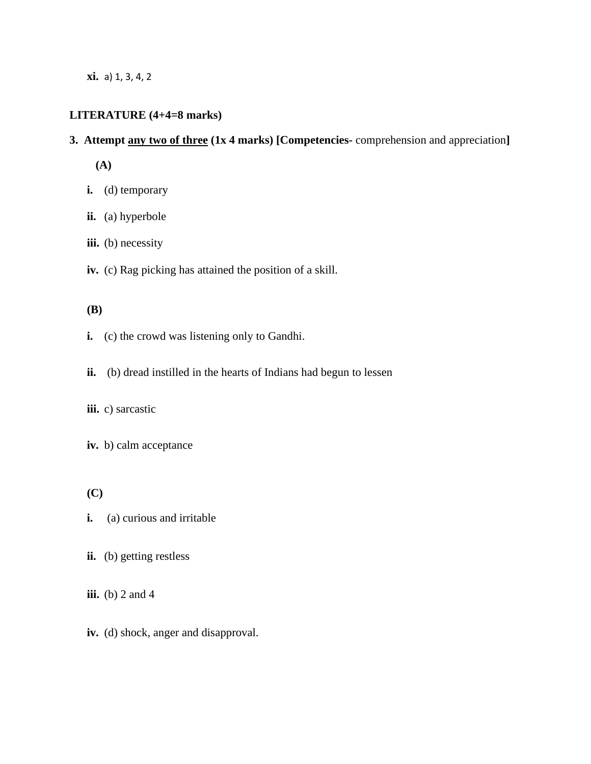**xi.** a) 1, 3, 4, 2

**LITERATURE (4+4=8 marks)**

**3. Attempt <u>any two of three</u> (1x 4 marks) [Competencies-** comprehension and appreciation**]**

**(A)**

**i.** (d) temporary

**ii.** (a) hyperbole

**iii.** (b) necessity

**iv.** (c) Rag picking has attained the position of a skill.

**(B)**

**i.** (c) the crowd was listening only to Gandhi.

**ii.** (b) dread instilled in the hearts of Indians had begun to lessen

**iii.** c) sarcastic

**iv.** b) calm acceptance

**(C)**

**i.** (a) curious and irritable

**ii.** (b) getting restless

**iii.** (b) 2 and 4

**iv.** (d) shock, anger and disapproval.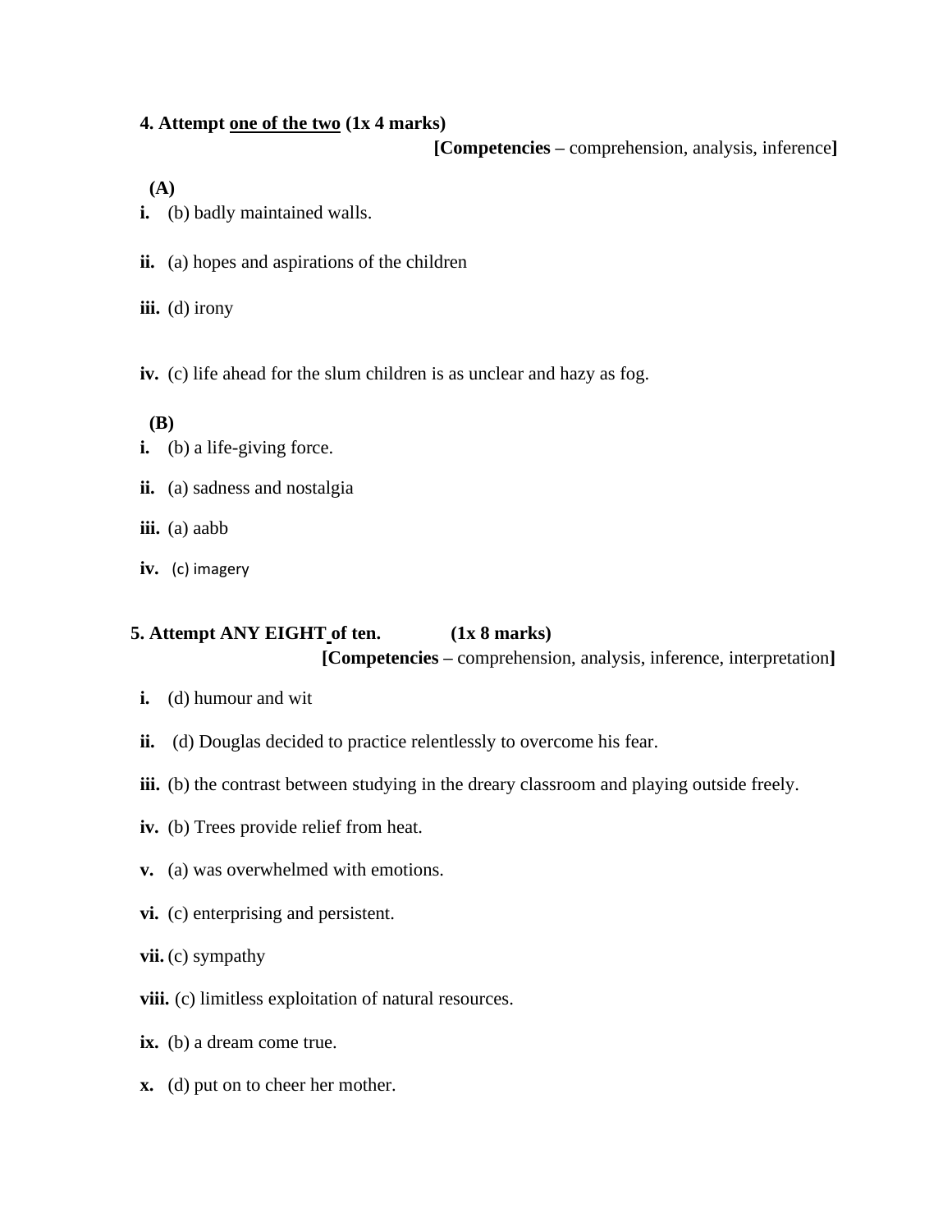**4. Attempt <u>one of the two</u> (1x 4 marks)**

**[Competencies –** comprehension, analysis, inference**]**

**(A)**

**i.** (b) badly maintained walls.

**ii.** (a) hopes and aspirations of the children

**iii.** (d) irony

**iv.** (c) life ahead for the slum children is as unclear and hazy as fog.

**(B)**

**i.** (b) a life-giving force.

**ii.** (a) sadness and nostalgia

**iii.** (a) aabb

**iv.** (c) imagery

**5. Attempt ANY EIGHT of ten. (1x 8 marks)**

**[Competencies –** comprehension, analysis, inference, interpretation**]**

**i.** (d) humour and wit

**ii.** (d) Douglas decided to practice relentlessly to overcome his fear.

**iii.** (b) the contrast between studying in the dreary classroom and playing outside freely.

**iv.** (b) Trees provide relief from heat.

**v.** (a) was overwhelmed with emotions.

**vi.** (c) enterprising and persistent.

**vii.** (c) sympathy

**viii.** (c) limitless exploitation of natural resources.

**ix.** (b) a dream come true.

**x.** (d) put on to cheer her mother.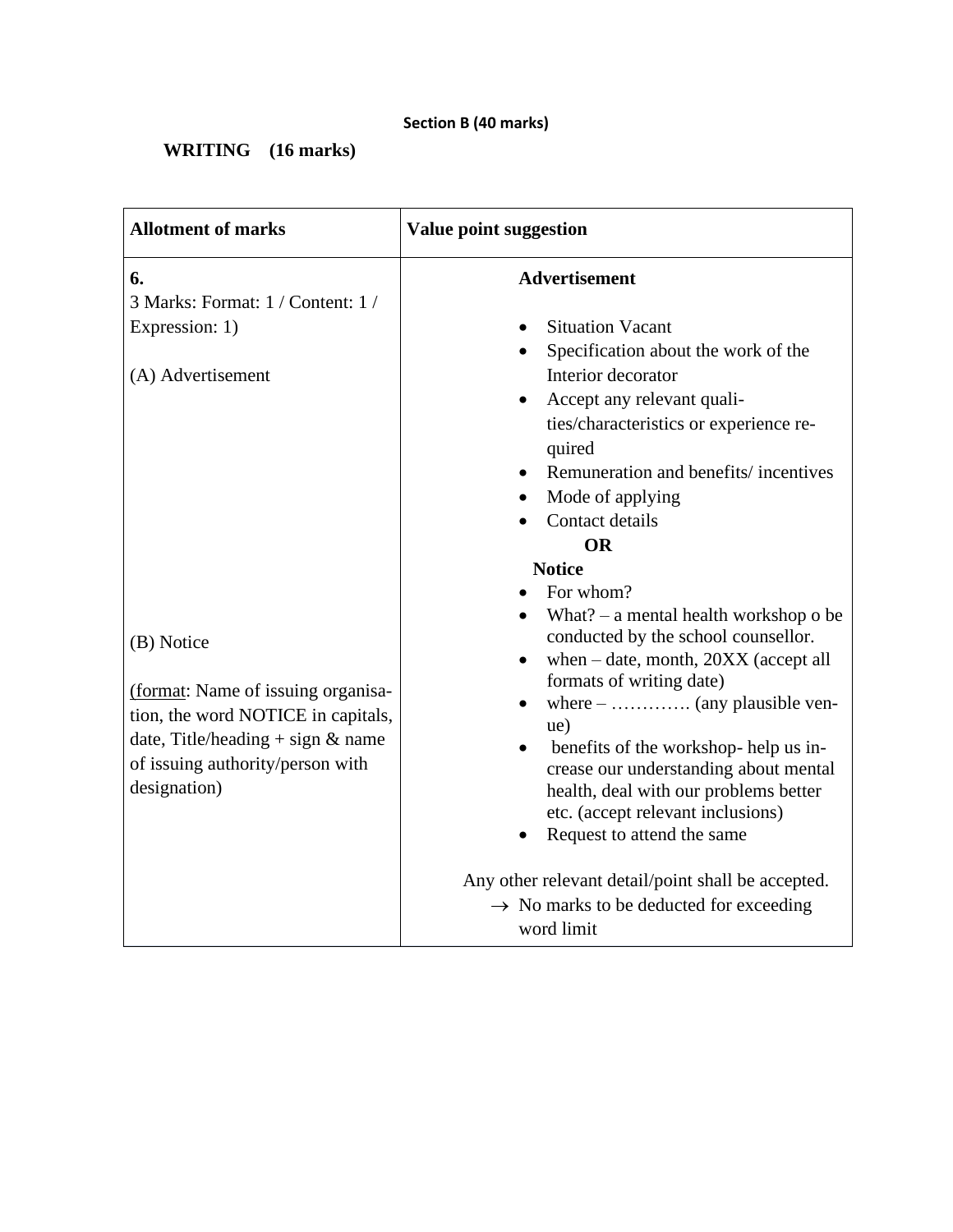**Section B (40 marks)**

**WRITING (16 marks)**

| **Allotment of marks** | **Value point suggestion** |
|---|---|
| **6.**<br>3 Marks: Format: 1 / Content: 1 / Expression: 1)<br><br>(A) Advertisement<br><br>(B) Notice<br><br>(format: Name of issuing organisation, the word NOTICE in capitals, date, Title/heading + sign & name of issuing authority/person with designation) | **Advertisement**<br>• Situation Vacant<br>• Specification about the work of the Interior decorator<br>• Accept any relevant qualities/characteristics or experience required<br>• Remuneration and benefits/ incentives<br>• Mode of applying<br>• Contact details<br>**OR**<br>**Notice**<br>• For whom?<br>• What? – a mental health workshop o be conducted by the school counsellor.<br>• when – date, month, 20XX (accept all formats of writing date)<br>• where – …………. (any plausible venue)<br>• benefits of the workshop- help us increase our understanding about mental health, deal with our problems better etc. (accept relevant inclusions)<br>• Request to attend the same<br><br>Any other relevant detail/point shall be accepted.<br>→ No marks to be deducted for exceeding word limit |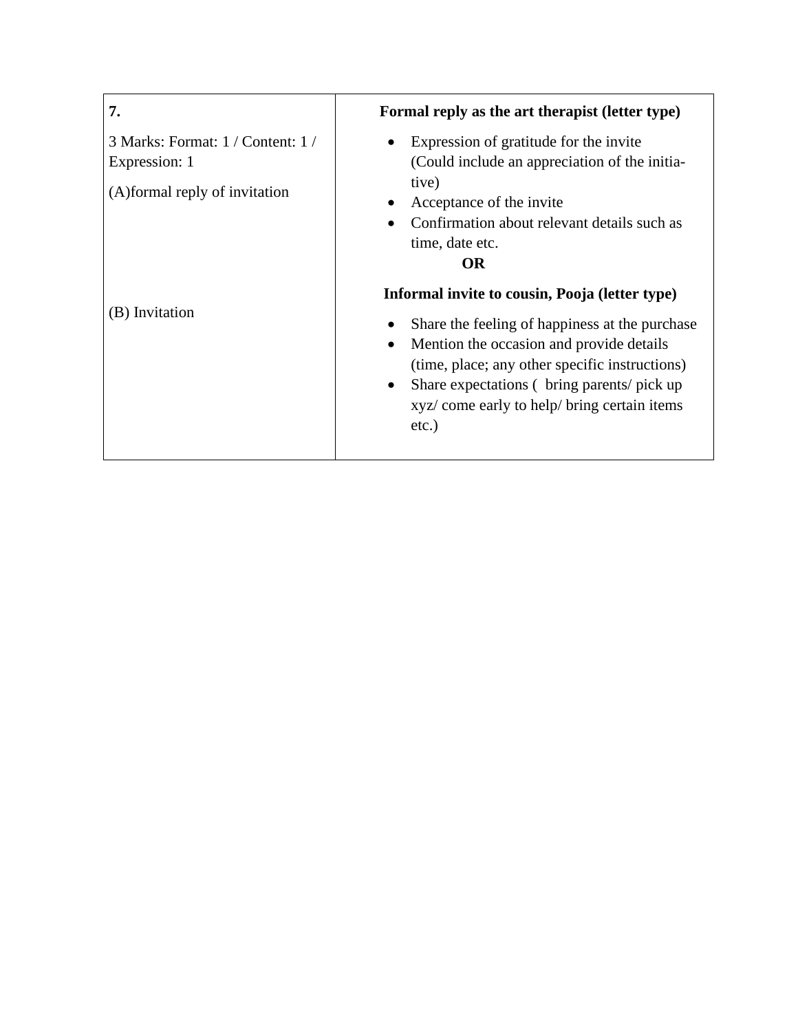| **7.**<br><br>3 Marks: Format: 1 / Content: 1 / Expression: 1<br><br>(A)formal reply of invitation<br><br><br><br><br><br>(B) Invitation | **Formal reply as the art therapist (letter type)**<br><br>• Expression of gratitude for the invite (Could include an appreciation of the initiative)<br>• Acceptance of the invite<br>• Confirmation about relevant details such as time, date etc.<br><br>**OR**<br><br>**Informal invite to cousin, Pooja (letter type)**<br><br>• Share the feeling of happiness at the purchase<br>• Mention the occasion and provide details (time, place; any other specific instructions)<br>• Share expectations ( bring parents/ pick up xyz/ come early to help/ bring certain items etc.) |
|---|---|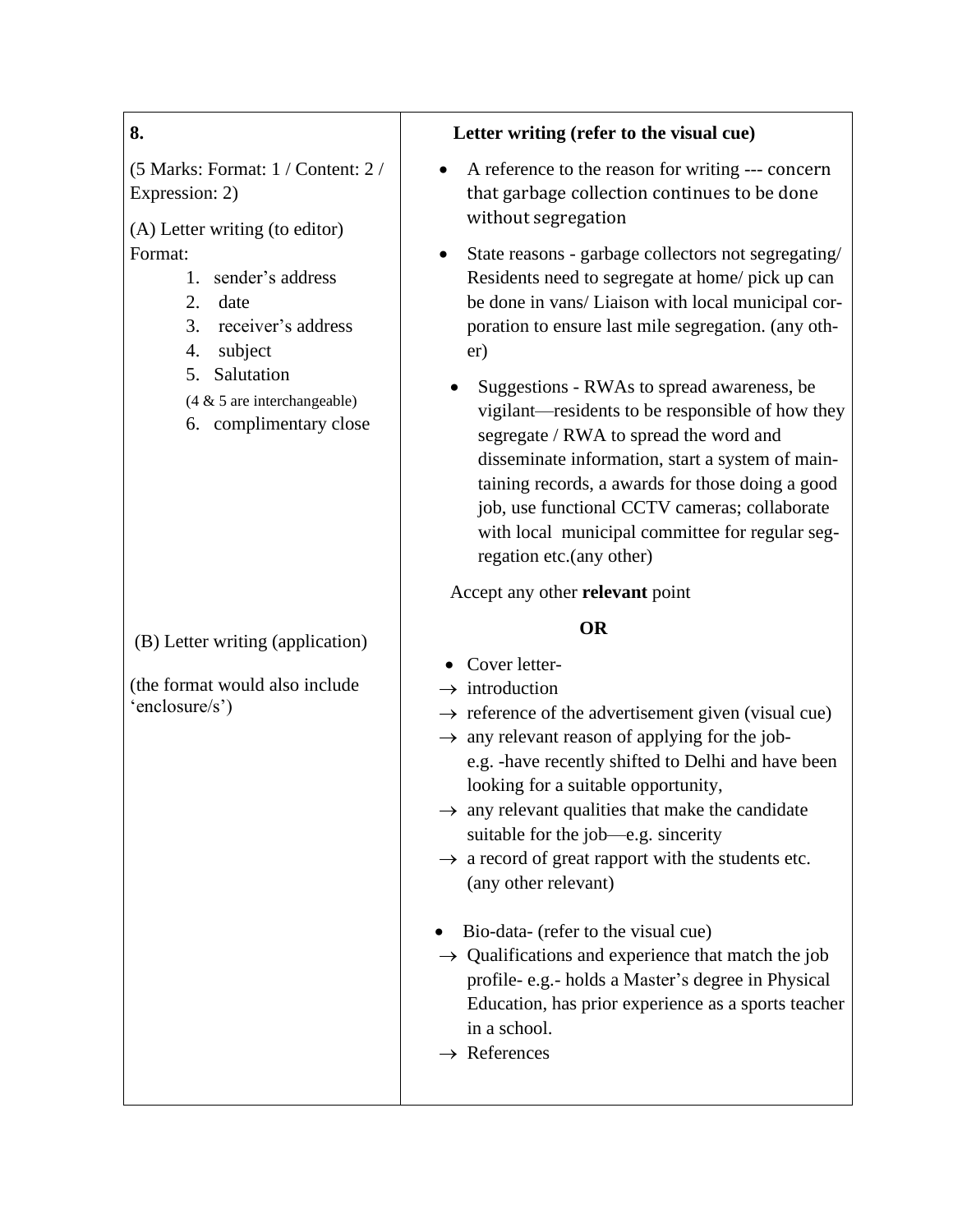| 8. | Letter writing (refer to the visual cue) |
|---|---|
| (5 Marks: Format: 1 / Content: 2 / Expression: 2)<br><br>(A) Letter writing (to editor)<br>Format:<br>1. sender's address<br>2. date<br>3. receiver's address<br>4. subject<br>5. Salutation<br>(4 & 5 are interchangeable)<br>6. complimentary close | • A reference to the reason for writing --- concern that garbage collection continues to be done without segregation<br>• State reasons - garbage collectors not segregating/ Residents need to segregate at home/ pick up can be done in vans/ Liaison with local municipal corporation to ensure last mile segregation. (any other)<br>• Suggestions - RWAs to spread awareness, be vigilant—residents to be responsible of how they segregate / RWA to spread the word and disseminate information, start a system of maintaining records, a awards for those doing a good job, use functional CCTV cameras; collaborate with local municipal committee for regular segregation etc.(any other)<br><br>Accept any other **relevant** point |
| | **OR** |
| (B) Letter writing (application)<br><br>(the format would also include 'enclosure/s') | • Cover letter-<br>→ introduction<br>→ reference of the advertisement given (visual cue)<br>→ any relevant reason of applying for the job- e.g. -have recently shifted to Delhi and have been looking for a suitable opportunity,<br>→ any relevant qualities that make the candidate suitable for the job—e.g. sincerity<br>→ a record of great rapport with the students etc. (any other relevant)<br><br>• Bio-data- (refer to the visual cue)<br>→ Qualifications and experience that match the job profile- e.g.- holds a Master's degree in Physical Education, has prior experience as a sports teacher in a school.<br>→ References |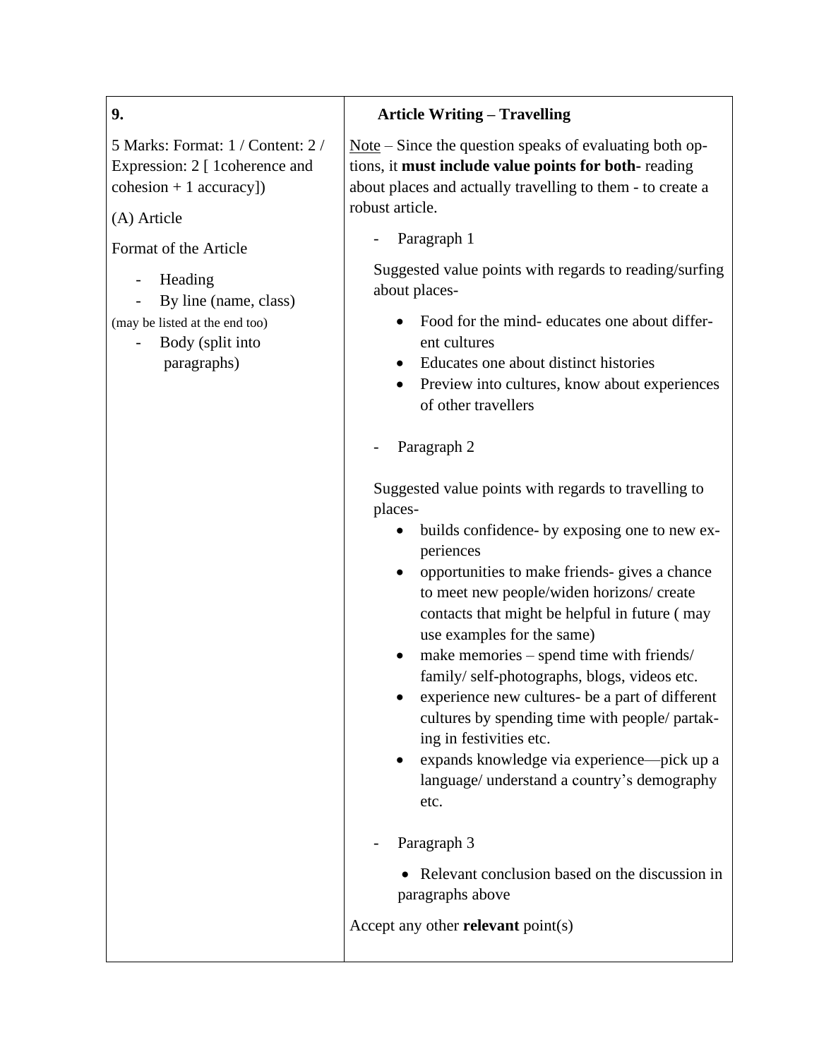| 9. | **Article Writing – Travelling** |
|---|---|
| 5 Marks: Format: 1 / Content: 2 / Expression: 2 [ 1coherence and cohesion + 1 accuracy])<br><br>(A) Article<br><br>Format of the Article<br><br>- Heading<br>- By line (name, class)<br><br>(may be listed at the end too)<br><br>- Body (split into paragraphs) | Note – Since the question speaks of evaluating both options, it **must include value points for both-** reading about places and actually travelling to them - to create a robust article.<br><br>- Paragraph 1<br><br>Suggested value points with regards to reading/surfing about places-<br><br>• Food for the mind- educates one about different cultures<br>• Educates one about distinct histories<br>• Preview into cultures, know about experiences of other travellers<br><br>- Paragraph 2<br><br>Suggested value points with regards to travelling to places-<br><br>• builds confidence- by exposing one to new experiences<br>• opportunities to make friends- gives a chance to meet new people/widen horizons/ create contacts that might be helpful in future ( may use examples for the same)<br>• make memories – spend time with friends/ family/ self-photographs, blogs, videos etc.<br>• experience new cultures- be a part of different cultures by spending time with people/ partaking in festivities etc.<br>• expands knowledge via experience—pick up a language/ understand a country's demography etc.<br><br>- Paragraph 3<br><br>• Relevant conclusion based on the discussion in paragraphs above<br><br>Accept any other **relevant** point(s) |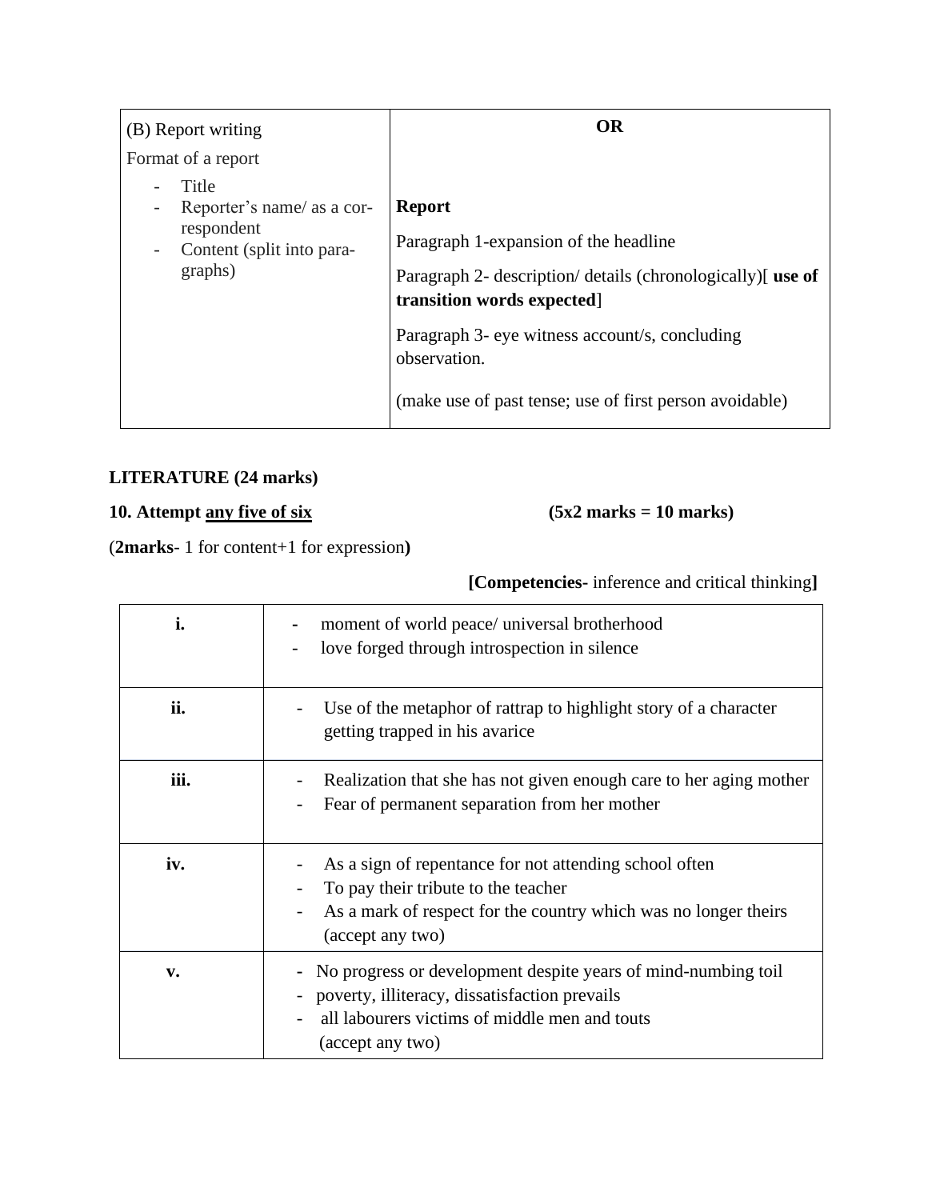| (B) Report writing<br>Format of a report<br>- Title<br>- Reporter's name/ as a correspondent<br>- Content (split into paragraphs) | **OR**<br><br>**Report**<br>Paragraph 1-expansion of the headline<br>Paragraph 2- description/ details (chronologically)[ **use of transition words expected**]<br>Paragraph 3- eye witness account/s, concluding observation.<br><br>(make use of past tense; use of first person avoidable) |
|---|---|

**LITERATURE (24 marks)**

**10. Attempt <u>any five of six</u>** **(5x2 marks = 10 marks)**

(**2marks**- 1 for content+1 for expression**)**

**[Competencies**- inference and critical thinking**]**

| | |
|---|---|
| **i.** | - moment of world peace/ universal brotherhood<br>- love forged through introspection in silence |
| **ii.** | - Use of the metaphor of rattrap to highlight story of a character getting trapped in his avarice |
| **iii.** | - Realization that she has not given enough care to her aging mother<br>- Fear of permanent separation from her mother |
| **iv.** | - As a sign of repentance for not attending school often<br>- To pay their tribute to the teacher<br>- As a mark of respect for the country which was no longer theirs<br>(accept any two) |
| **v.** | - No progress or development despite years of mind-numbing toil<br>- poverty, illiteracy, dissatisfaction prevails<br>- all labourers victims of middle men and touts<br>(accept any two) |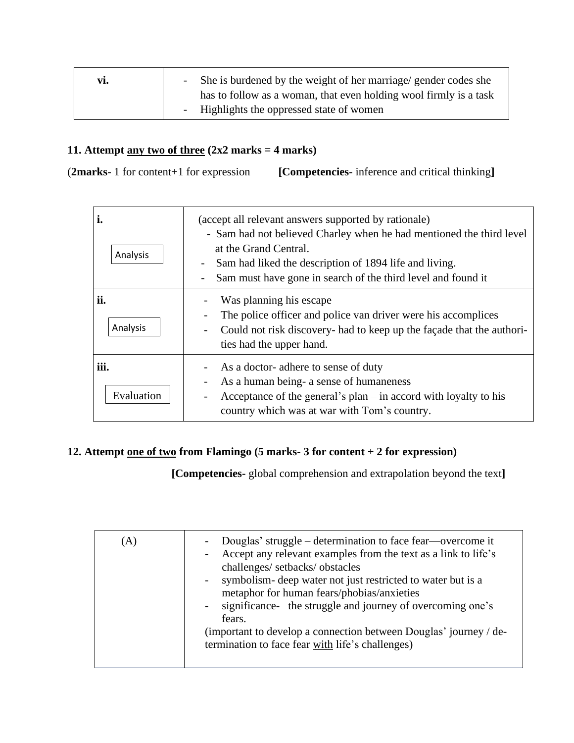| vi. | - She is burdened by the weight of her marriage/ gender codes she has to follow as a woman, that even holding wool firmly is a task<br>- Highlights the oppressed state of women |
|---|---|

**11. Attempt <u>any two of three</u> (2x2 marks = 4 marks)**

(**2marks**- 1 for content+1 for expression **[Competencies-** inference and critical thinking**]**

| | |
|---|---|
| **i.**<br>Analysis | (accept all relevant answers supported by rationale)<br>- Sam had not believed Charley when he had mentioned the third level at the Grand Central.<br>- Sam had liked the description of 1894 life and living.<br>- Sam must have gone in search of the third level and found it |
| **ii.**<br>Analysis | - Was planning his escape<br>- The police officer and police van driver were his accomplices<br>- Could not risk discovery- had to keep up the façade that the authorities had the upper hand. |
| **iii.**<br>Evaluation | - As a doctor- adhere to sense of duty<br>- As a human being- a sense of humaneness<br>- Acceptance of the general's plan – in accord with loyalty to his country which was at war with Tom's country. |

**12. Attempt <u>one of two</u> from Flamingo (5 marks- 3 for content + 2 for expression)**

**[Competencies-** global comprehension and extrapolation beyond the text**]**

| | |
|---|---|
| (A) | - Douglas' struggle – determination to face fear—overcome it<br>- Accept any relevant examples from the text as a link to life's challenges/ setbacks/ obstacles<br>- symbolism- deep water not just restricted to water but is a metaphor for human fears/phobias/anxieties<br>- significance- the struggle and journey of overcoming one's fears.<br>(important to develop a connection between Douglas' journey / determination to face fear <u>with</u> life's challenges) |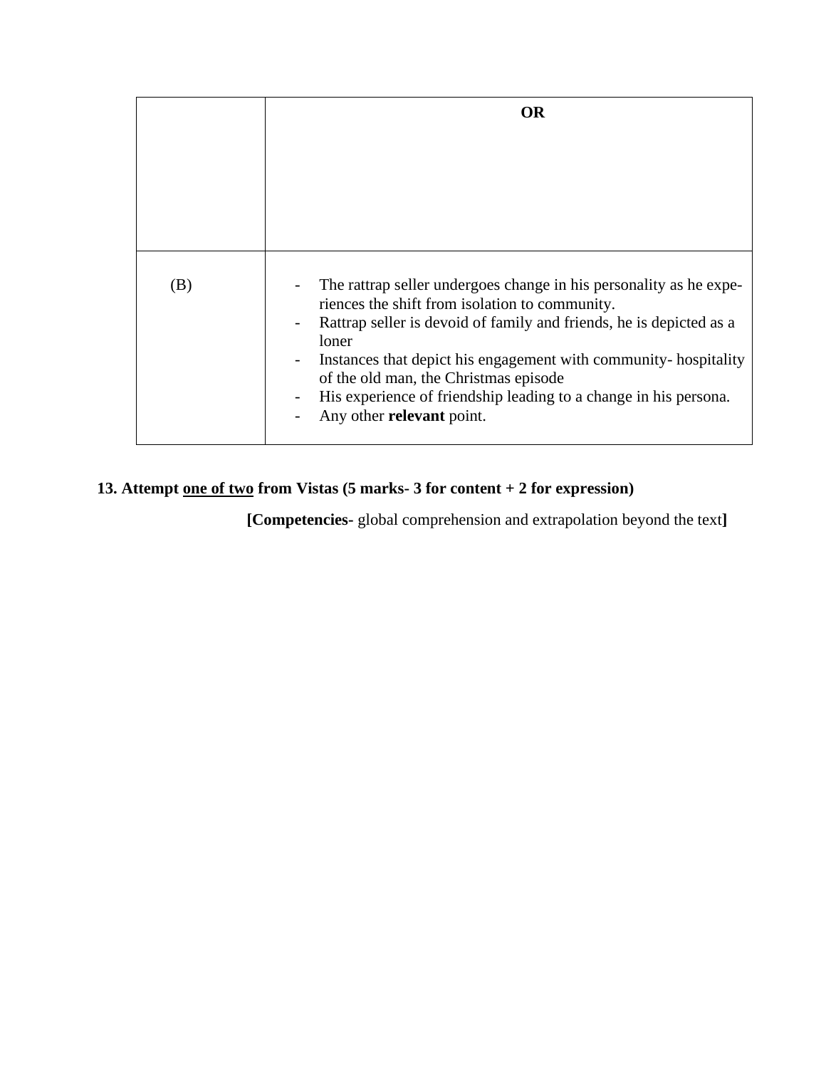| | OR |
|---|---|
| (B) | - The rattrap seller undergoes change in his personality as he experiences the shift from isolation to community.<br>- Rattrap seller is devoid of family and friends, he is depicted as a loner<br>- Instances that depict his engagement with community- hospitality of the old man, the Christmas episode<br>- His experience of friendship leading to a change in his persona.<br>- Any other **relevant** point. |

**13. Attempt <u>one of two</u> from Vistas (5 marks- 3 for content + 2 for expression)**

**[Competencies-** global comprehension and extrapolation beyond the text**]**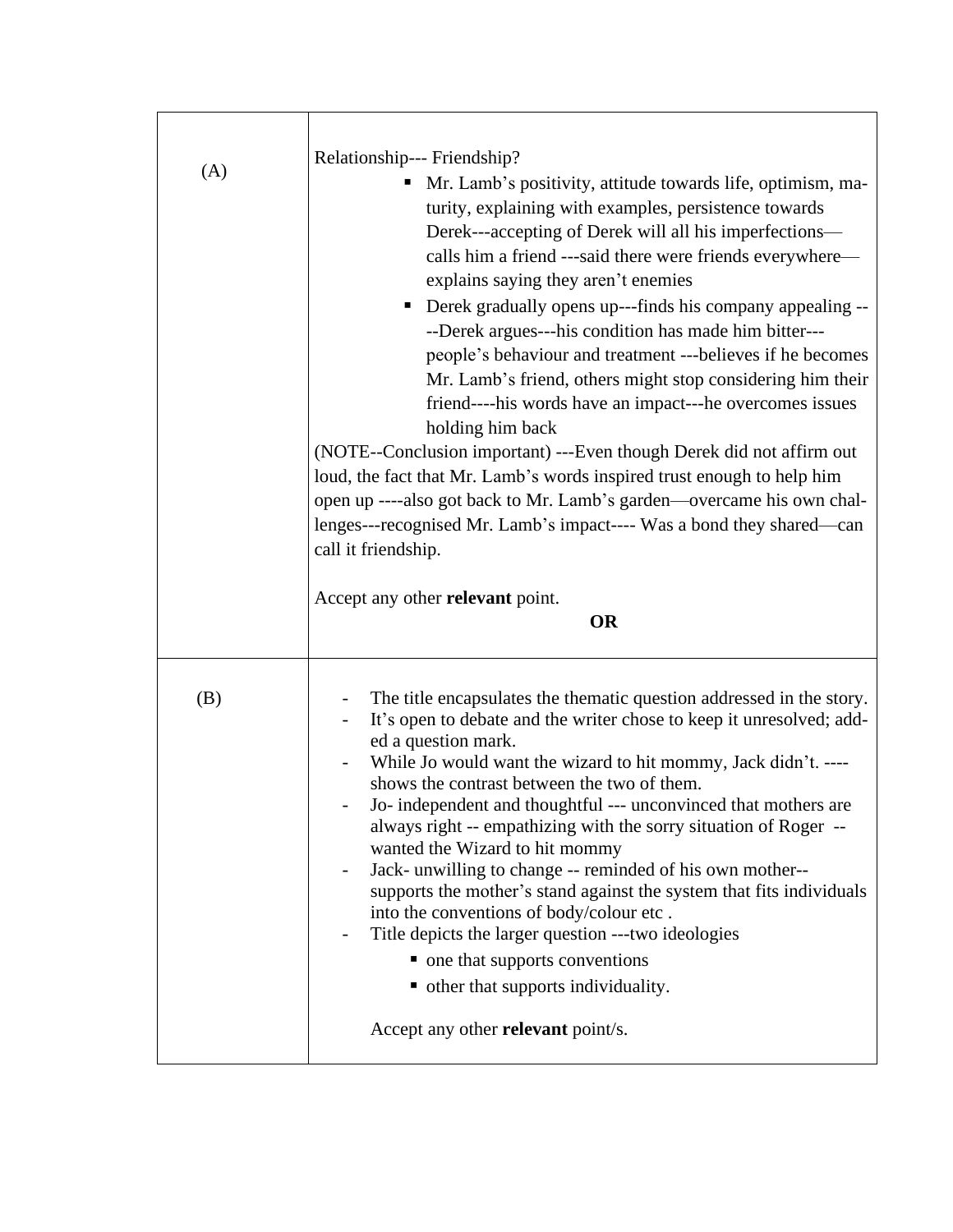| | |
|---|---|
| (A) | Relationship--- Friendship?<br>▪ Mr. Lamb's positivity, attitude towards life, optimism, maturity, explaining with examples, persistence towards Derek---accepting of Derek will all his imperfections—calls him a friend ---said there were friends everywhere—explains saying they aren't enemies<br>▪ Derek gradually opens up---finds his company appealing ----Derek argues---his condition has made him bitter---people's behaviour and treatment ---believes if he becomes Mr. Lamb's friend, others might stop considering him their friend----his words have an impact---he overcomes issues holding him back<br>(NOTE--Conclusion important) ---Even though Derek did not affirm out loud, the fact that Mr. Lamb's words inspired trust enough to help him open up ----also got back to Mr. Lamb's garden—overcame his own challenges---recognised Mr. Lamb's impact---- Was a bond they shared—can call it friendship.<br><br>Accept any other **relevant** point.<br>**OR** |
| (B) | - The title encapsulates the thematic question addressed in the story.<br>- It's open to debate and the writer chose to keep it unresolved; added a question mark.<br>- While Jo would want the wizard to hit mommy, Jack didn't. ----shows the contrast between the two of them.<br>- Jo- independent and thoughtful --- unconvinced that mothers are always right -- empathizing with the sorry situation of Roger --wanted the Wizard to hit mommy<br>- Jack- unwilling to change -- reminded of his own mother--supports the mother's stand against the system that fits individuals into the conventions of body/colour etc .<br>- Title depicts the larger question ---two ideologies<br>▪ one that supports conventions<br>▪ other that supports individuality.<br><br>Accept any other **relevant** point/s. |